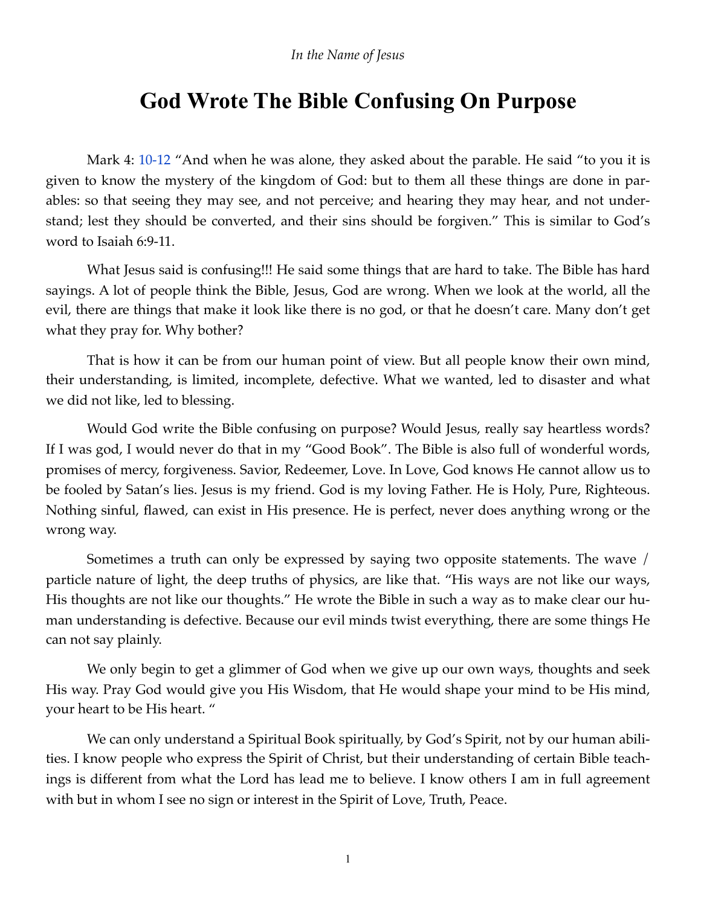*In the Name of Jesus*

# God Wrote The Bible Confusing On Purpose

Mark 4: 10-12 “And when he was alone, they asked about the parable. He said “to you it is given to know the mystery of the kingdom of God: but to them all these things are done in parables: so that seeing they may see, and not perceive; and hearing they may hear, and not understand; lest they should be converted, and their sins should be forgiven.” This is similar to God’s word to Isaiah 6:9-11.

What Jesus said is confusing!!! He said some things that are hard to take. The Bible has hard sayings. A lot of people think the Bible, Jesus, God are wrong. When we look at the world, all the evil, there are things that make it look like there is no god, or that he doesn’t care. Many don’t get what they pray for. Why bother?

That is how it can be from our human point of view. But all people know their own mind, their understanding, is limited, incomplete, defective. What we wanted, led to disaster and what we did not like, led to blessing.

Would God write the Bible confusing on purpose? Would Jesus, really say heartless words? If I was god, I would never do that in my “Good Book”. The Bible is also full of wonderful words, promises of mercy, forgiveness. Savior, Redeemer, Love. In Love, God knows He cannot allow us to be fooled by Satan’s lies. Jesus is my friend. God is my loving Father. He is Holy, Pure, Righteous. Nothing sinful, flawed, can exist in His presence. He is perfect, never does anything wrong or the wrong way.

Sometimes a truth can only be expressed by saying two opposite statements. The wave / particle nature of light, the deep truths of physics, are like that. “His ways are not like our ways, His thoughts are not like our thoughts.” He wrote the Bible in such a way as to make clear our human understanding is defective. Because our evil minds twist everything, there are some things He can not say plainly.

We only begin to get a glimmer of God when we give up our own ways, thoughts and seek His way. Pray God would give you His Wisdom, that He would shape your mind to be His mind, your heart to be His heart. “

We can only understand a Spiritual Book spiritually, by God’s Spirit, not by our human abilities. I know people who express the Spirit of Christ, but their understanding of certain Bible teachings is different from what the Lord has lead me to believe. I know others I am in full agreement with but in whom I see no sign or interest in the Spirit of Love, Truth, Peace.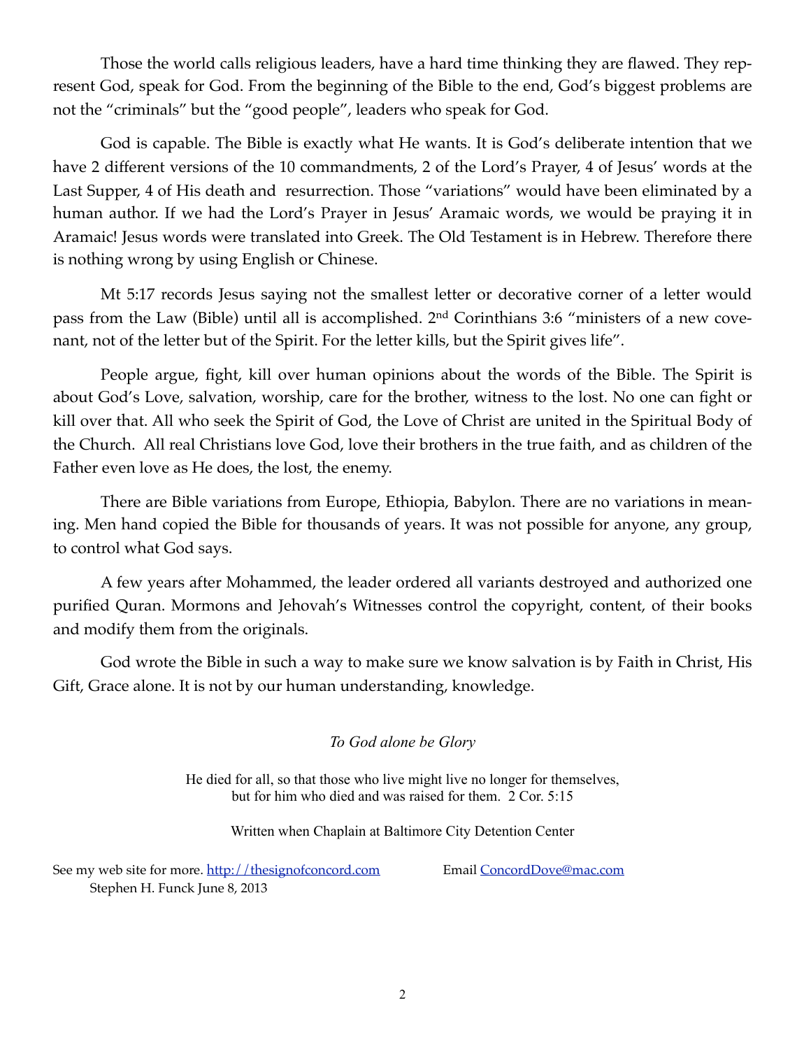Those the world calls religious leaders, have a hard time thinking they are flawed. They represent God, speak for God. From the beginning of the Bible to the end, God's biggest problems are not the "criminals" but the "good people", leaders who speak for God.

God is capable. The Bible is exactly what He wants. It is God's deliberate intention that we have 2 different versions of the 10 commandments, 2 of the Lord's Prayer, 4 of Jesus' words at the Last Supper, 4 of His death and resurrection. Those "variations" would have been eliminated by a human author. If we had the Lord's Prayer in Jesus' Aramaic words, we would be praying it in Aramaic! Jesus words were translated into Greek. The Old Testament is in Hebrew. Therefore there is nothing wrong by using English or Chinese.

Mt 5:17 records Jesus saying not the smallest letter or decorative corner of a letter would pass from the Law (Bible) until all is accomplished. 2nd Corinthians 3:6 "ministers of a new covenant, not of the letter but of the Spirit. For the letter kills, but the Spirit gives life".

People argue, fight, kill over human opinions about the words of the Bible. The Spirit is about God's Love, salvation, worship, care for the brother, witness to the lost. No one can fight or kill over that. All who seek the Spirit of God, the Love of Christ are united in the Spiritual Body of the Church. All real Christians love God, love their brothers in the true faith, and as children of the Father even love as He does, the lost, the enemy.

There are Bible variations from Europe, Ethiopia, Babylon. There are no variations in meaning. Men hand copied the Bible for thousands of years. It was not possible for anyone, any group, to control what God says.

A few years after Mohammed, the leader ordered all variants destroyed and authorized one purified Quran. Mormons and Jehovah's Witnesses control the copyright, content, of their books and modify them from the originals.

God wrote the Bible in such a way to make sure we know salvation is by Faith in Christ, His Gift, Grace alone. It is not by our human understanding, knowledge.

*To God alone be Glory*

He died for all, so that those who live might live no longer for themselves, but for him who died and was raised for them. 2 Cor. 5:15

Written when Chaplain at Baltimore City Detention Center

See my web site for more. [http://thesignofconcord.com](http://thesignofconcord.com) Email [ConcordDove@mac.com](mailto:ConcordDove@mac.com)

Stephen H. Funck June 8, 2013